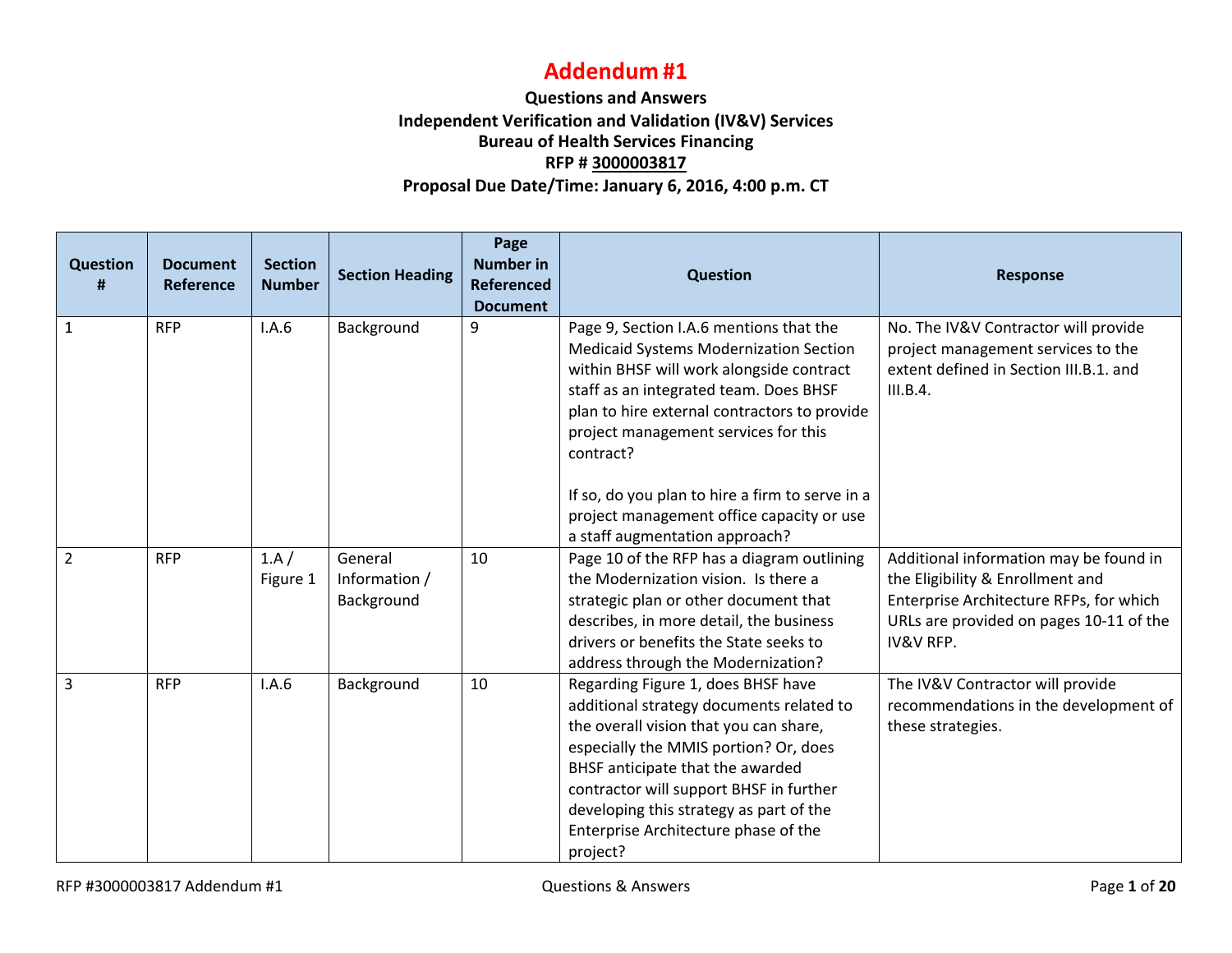# Addendum #1

**Questions and Answers**
**Independent Verification and Validation (IV&V) Services**
**Bureau of Health Services Financing**
**RFP # 3000003817**
**Proposal Due Date/Time: January 6, 2016, 4:00 p.m. CT**

| Question # | Document Reference | Section Number | Section Heading | Page Number in Referenced Document | Question | Response |
|---|---|---|---|---|---|---|
| 1 | RFP | I.A.6 | Background | 9 | Page 9, Section I.A.6 mentions that the Medicaid Systems Modernization Section within BHSF will work alongside contract staff as an integrated team. Does BHSF plan to hire external contractors to provide project management services for this contract?<br><br>If so, do you plan to hire a firm to serve in a project management office capacity or use a staff augmentation approach? | No. The IV&V Contractor will provide project management services to the extent defined in Section III.B.1. and III.B.4. |
| 2 | RFP | 1.A / Figure 1 | General Information / Background | 10 | Page 10 of the RFP has a diagram outlining the Modernization vision. Is there a strategic plan or other document that describes, in more detail, the business drivers or benefits the State seeks to address through the Modernization? | Additional information may be found in the Eligibility & Enrollment and Enterprise Architecture RFPs, for which URLs are provided on pages 10-11 of the IV&V RFP. |
| 3 | RFP | I.A.6 | Background | 10 | Regarding Figure 1, does BHSF have additional strategy documents related to the overall vision that you can share, especially the MMIS portion? Or, does BHSF anticipate that the awarded contractor will support BHSF in further developing this strategy as part of the Enterprise Architecture phase of the project? | The IV&V Contractor will provide recommendations in the development of these strategies. |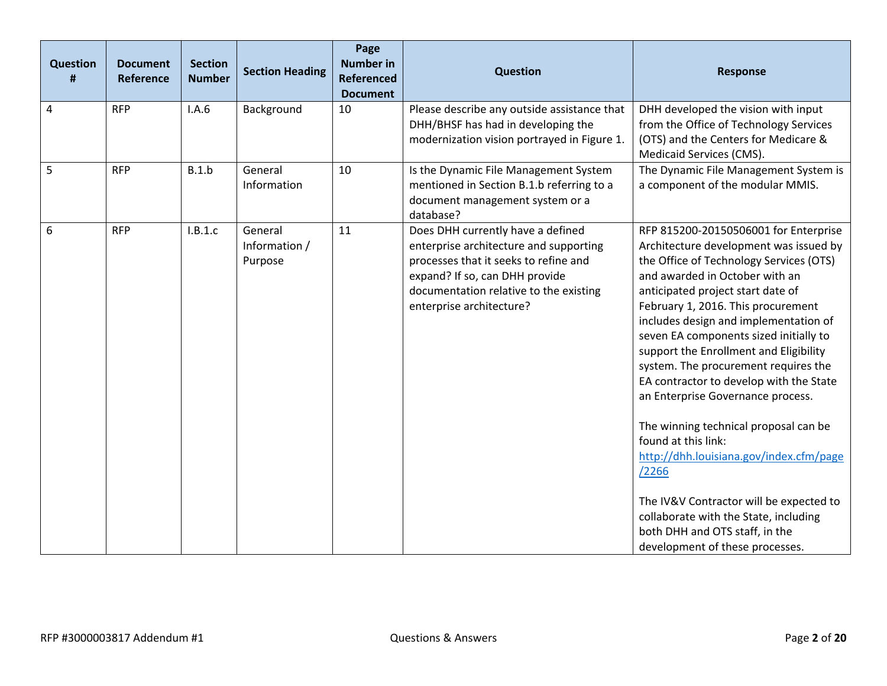| Question # | Document Reference | Section Number | Section Heading | Page Number in Referenced Document | Question | Response |
|---|---|---|---|---|---|---|
| 4 | RFP | I.A.6 | Background | 10 | Please describe any outside assistance that DHH/BHSF has had in developing the modernization vision portrayed in Figure 1. | DHH developed the vision with input from the Office of Technology Services (OTS) and the Centers for Medicare & Medicaid Services (CMS). |
| 5 | RFP | B.1.b | General Information | 10 | Is the Dynamic File Management System mentioned in Section B.1.b referring to a document management system or a database? | The Dynamic File Management System is a component of the modular MMIS. |
| 6 | RFP | I.B.1.c | General Information / Purpose | 11 | Does DHH currently have a defined enterprise architecture and supporting processes that it seeks to refine and expand? If so, can DHH provide documentation relative to the existing enterprise architecture? | RFP 815200-20150506001 for Enterprise Architecture development was issued by the Office of Technology Services (OTS) and awarded in October with an anticipated project start date of February 1, 2016. This procurement includes design and implementation of seven EA components sized initially to support the Enrollment and Eligibility system. The procurement requires the EA contractor to develop with the State an Enterprise Governance process.<br><br>The winning technical proposal can be found at this link: [http://dhh.louisiana.gov/index.cfm/page/2266](http://dhh.louisiana.gov/index.cfm/page/2266)<br><br>The IV&V Contractor will be expected to collaborate with the State, including both DHH and OTS staff, in the development of these processes. |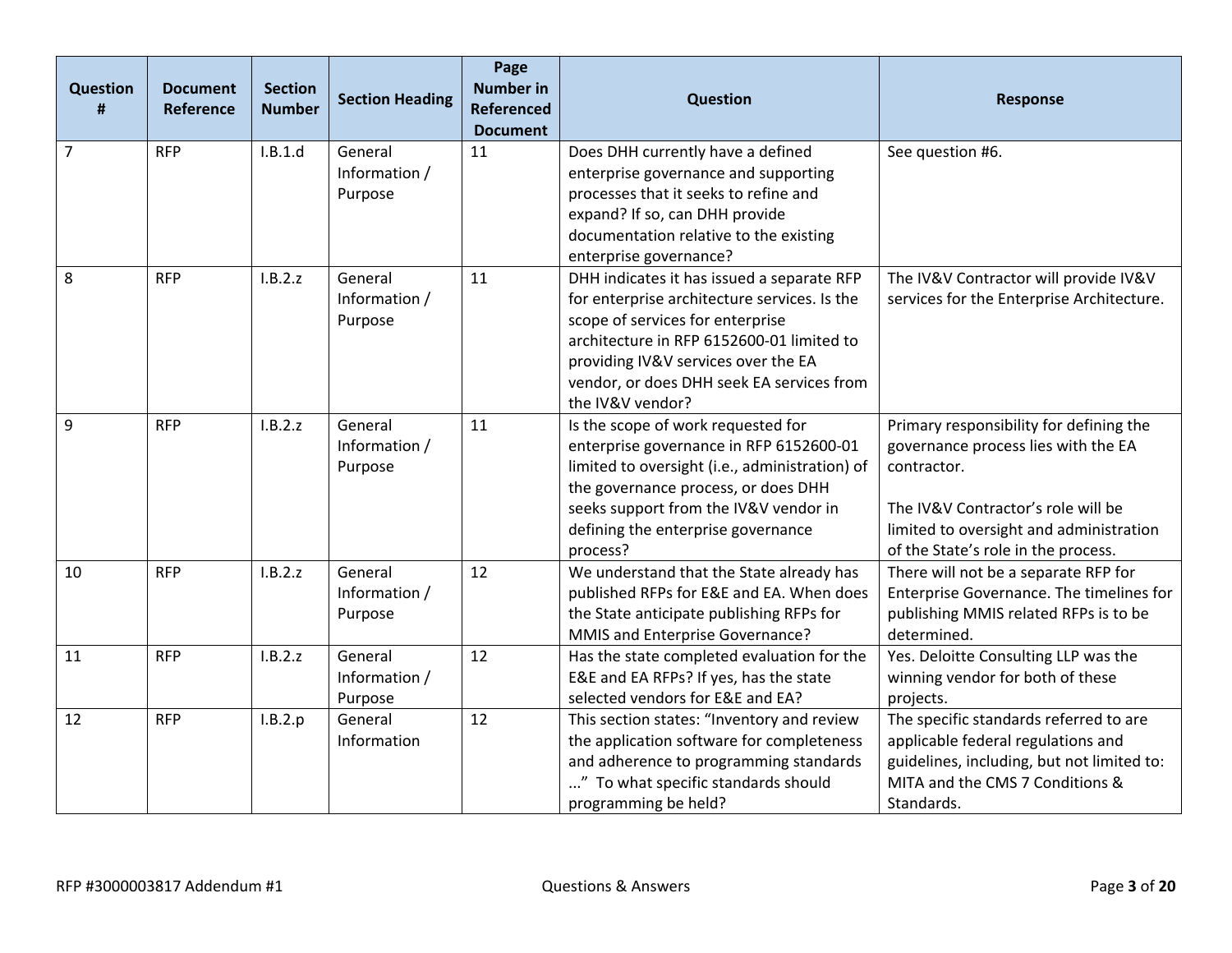| Question # | Document Reference | Section Number | Section Heading | Page Number in Referenced Document | Question | Response |
|---|---|---|---|---|---|---|
| 7 | RFP | I.B.1.d | General Information / Purpose | 11 | Does DHH currently have a defined enterprise governance and supporting processes that it seeks to refine and expand? If so, can DHH provide documentation relative to the existing enterprise governance? | See question #6. |
| 8 | RFP | I.B.2.z | General Information / Purpose | 11 | DHH indicates it has issued a separate RFP for enterprise architecture services. Is the scope of services for enterprise architecture in RFP 6152600-01 limited to providing IV&V services over the EA vendor, or does DHH seek EA services from the IV&V vendor? | The IV&V Contractor will provide IV&V services for the Enterprise Architecture. |
| 9 | RFP | I.B.2.z | General Information / Purpose | 11 | Is the scope of work requested for enterprise governance in RFP 6152600-01 limited to oversight (i.e., administration) of the governance process, or does DHH seeks support from the IV&V vendor in defining the enterprise governance process? | Primary responsibility for defining the governance process lies with the EA contractor.<br><br>The IV&V Contractor's role will be limited to oversight and administration of the State's role in the process. |
| 10 | RFP | I.B.2.z | General Information / Purpose | 12 | We understand that the State already has published RFPs for E&E and EA. When does the State anticipate publishing RFPs for MMIS and Enterprise Governance? | There will not be a separate RFP for Enterprise Governance. The timelines for publishing MMIS related RFPs is to be determined. |
| 11 | RFP | I.B.2.z | General Information / Purpose | 12 | Has the state completed evaluation for the E&E and EA RFPs? If yes, has the state selected vendors for E&E and EA? | Yes. Deloitte Consulting LLP was the winning vendor for both of these projects. |
| 12 | RFP | I.B.2.p | General Information | 12 | This section states: "Inventory and review the application software for completeness and adherence to programming standards ..." To what specific standards should programming be held? | The specific standards referred to are applicable federal regulations and guidelines, including, but not limited to: MITA and the CMS 7 Conditions & Standards. |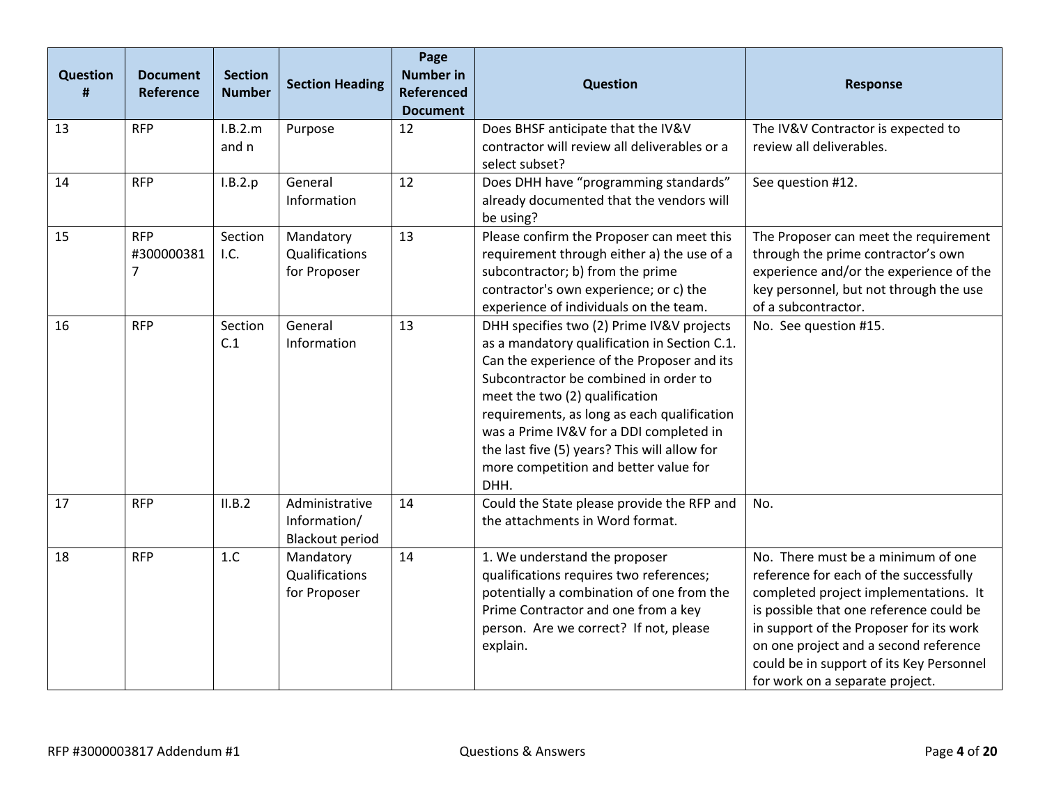| Question # | Document Reference | Section Number | Section Heading | Page Number in Referenced Document | Question | Response |
|---|---|---|---|---|---|---|
| 13 | RFP | I.B.2.m and n | Purpose | 12 | Does BHSF anticipate that the IV&V contractor will review all deliverables or a select subset? | The IV&V Contractor is expected to review all deliverables. |
| 14 | RFP | I.B.2.p | General Information | 12 | Does DHH have "programming standards" already documented that the vendors will be using? | See question #12. |
| 15 | RFP #3000003817 | Section I.C. | Mandatory Qualifications for Proposer | 13 | Please confirm the Proposer can meet this requirement through either a) the use of a subcontractor; b) from the prime contractor's own experience; or c) the experience of individuals on the team. | The Proposer can meet the requirement through the prime contractor's own experience and/or the experience of the key personnel, but not through the use of a subcontractor. |
| 16 | RFP | Section C.1 | General Information | 13 | DHH specifies two (2) Prime IV&V projects as a mandatory qualification in Section C.1. Can the experience of the Proposer and its Subcontractor be combined in order to meet the two (2) qualification requirements, as long as each qualification was a Prime IV&V for a DDI completed in the last five (5) years? This will allow for more competition and better value for DHH. | No. See question #15. |
| 17 | RFP | II.B.2 | Administrative Information/ Blackout period | 14 | Could the State please provide the RFP and the attachments in Word format. | No. |
| 18 | RFP | 1.C | Mandatory Qualifications for Proposer | 14 | 1. We understand the proposer qualifications requires two references; potentially a combination of one from the Prime Contractor and one from a key person. Are we correct? If not, please explain. | No. There must be a minimum of one reference for each of the successfully completed project implementations. It is possible that one reference could be in support of the Proposer for its work on one project and a second reference could be in support of its Key Personnel for work on a separate project. |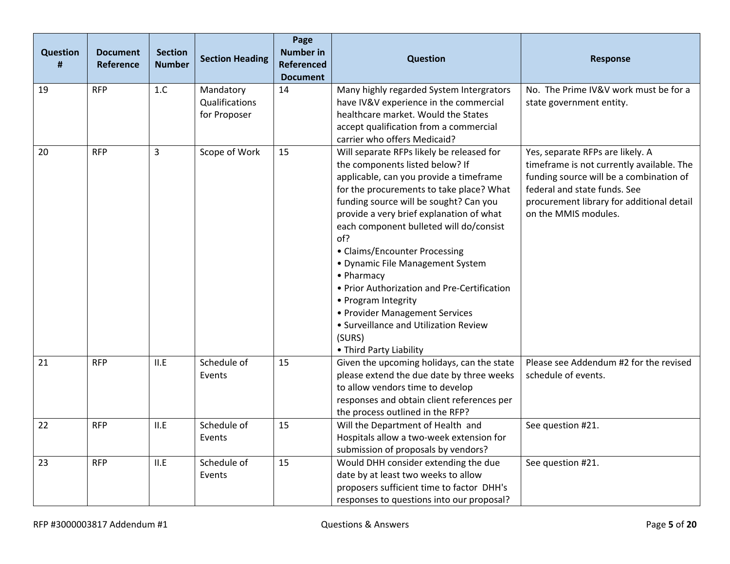| Question # | Document Reference | Section Number | Section Heading | Page Number in Referenced Document | Question | Response |
|---|---|---|---|---|---|---|
| 19 | RFP | 1.C | Mandatory Qualifications for Proposer | 14 | Many highly regarded System Intergrators have IV&V experience in the commercial healthcare market. Would the States accept qualification from a commercial carrier who offers Medicaid? | No. The Prime IV&V work must be for a state government entity. |
| 20 | RFP | 3 | Scope of Work | 15 | Will separate RFPs likely be released for the components listed below? If applicable, can you provide a timeframe for the procurements to take place? What funding source will be sought? Can you provide a very brief explanation of what each component bulleted will do/consist of?<br>• Claims/Encounter Processing<br>• Dynamic File Management System<br>• Pharmacy<br>• Prior Authorization and Pre-Certification<br>• Program Integrity<br>• Provider Management Services<br>• Surveillance and Utilization Review (SURS)<br>• Third Party Liability | Yes, separate RFPs are likely. A timeframe is not currently available. The funding source will be a combination of federal and state funds. See procurement library for additional detail on the MMIS modules. |
| 21 | RFP | II.E | Schedule of Events | 15 | Given the upcoming holidays, can the state please extend the due date by three weeks to allow vendors time to develop responses and obtain client references per the process outlined in the RFP? | Please see Addendum #2 for the revised schedule of events. |
| 22 | RFP | II.E | Schedule of Events | 15 | Will the Department of Health and Hospitals allow a two-week extension for submission of proposals by vendors? | See question #21. |
| 23 | RFP | II.E | Schedule of Events | 15 | Would DHH consider extending the due date by at least two weeks to allow proposers sufficient time to factor DHH's responses to questions into our proposal? | See question #21. |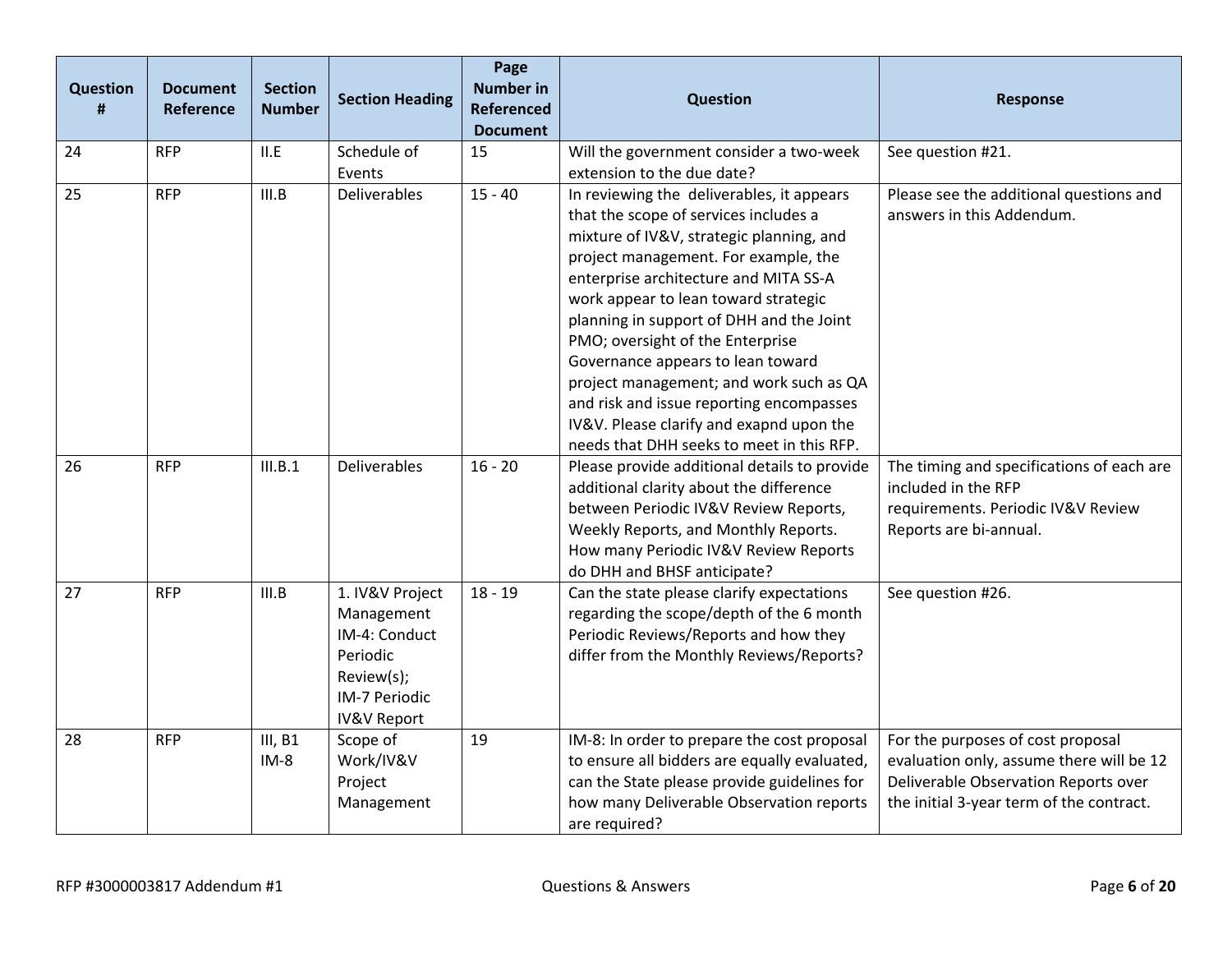| Question # | Document Reference | Section Number | Section Heading | Page Number in Referenced Document | Question | Response |
|---|---|---|---|---|---|---|
| 24 | RFP | II.E | Schedule of Events | 15 | Will the government consider a two-week extension to the due date? | See question #21. |
| 25 | RFP | III.B | Deliverables | 15 - 40 | In reviewing the deliverables, it appears that the scope of services includes a mixture of IV&V, strategic planning, and project management. For example, the enterprise architecture and MITA SS-A work appear to lean toward strategic planning in support of DHH and the Joint PMO; oversight of the Enterprise Governance appears to lean toward project management; and work such as QA and risk and issue reporting encompasses IV&V. Please clarify and exapnd upon the needs that DHH seeks to meet in this RFP. | Please see the additional questions and answers in this Addendum. |
| 26 | RFP | III.B.1 | Deliverables | 16 - 20 | Please provide additional details to provide additional clarity about the difference between Periodic IV&V Review Reports, Weekly Reports, and Monthly Reports. How many Periodic IV&V Review Reports do DHH and BHSF anticipate? | The timing and specifications of each are included in the RFP requirements. Periodic IV&V Review Reports are bi-annual. |
| 27 | RFP | III.B | 1. IV&V Project Management IM-4: Conduct Periodic Review(s); IM-7 Periodic IV&V Report | 18 - 19 | Can the state please clarify expectations regarding the scope/depth of the 6 month Periodic Reviews/Reports and how they differ from the Monthly Reviews/Reports? | See question #26. |
| 28 | RFP | III, B1 IM-8 | Scope of Work/IV&V Project Management | 19 | IM-8: In order to prepare the cost proposal to ensure all bidders are equally evaluated, can the State please provide guidelines for how many Deliverable Observation reports are required? | For the purposes of cost proposal evaluation only, assume there will be 12 Deliverable Observation Reports over the initial 3-year term of the contract. |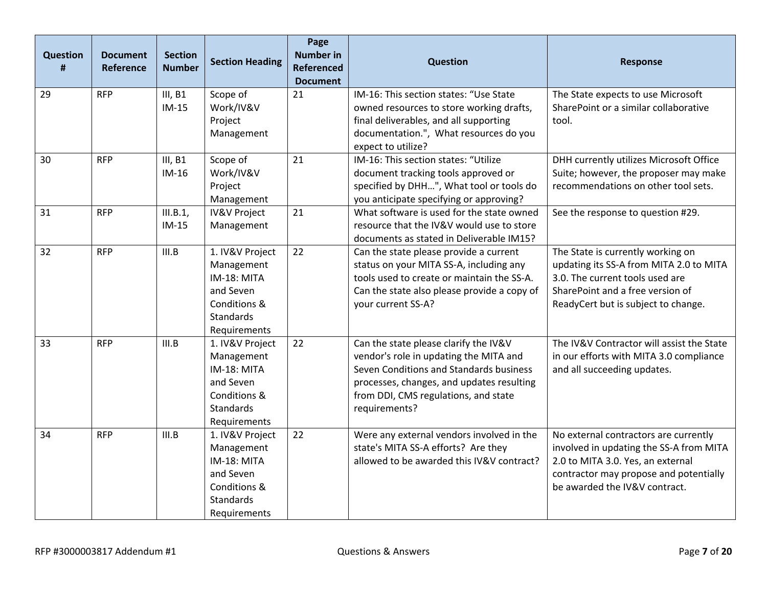| Question # | Document Reference | Section Number | Section Heading | Page Number in Referenced Document | Question | Response |
|---|---|---|---|---|---|---|
| 29 | RFP | III, B1 IM-15 | Scope of Work/IV&V Project Management | 21 | IM-16: This section states: "Use State owned resources to store working drafts, final deliverables, and all supporting documentation.", What resources do you expect to utilize? | The State expects to use Microsoft SharePoint or a similar collaborative tool. |
| 30 | RFP | III, B1 IM-16 | Scope of Work/IV&V Project Management | 21 | IM-16: This section states: "Utilize document tracking tools approved or specified by DHH…", What tool or tools do you anticipate specifying or approving? | DHH currently utilizes Microsoft Office Suite; however, the proposer may make recommendations on other tool sets. |
| 31 | RFP | III.B.1, IM-15 | IV&V Project Management | 21 | What software is used for the state owned resource that the IV&V would use to store documents as stated in Deliverable IM15? | See the response to question #29. |
| 32 | RFP | III.B | 1. IV&V Project Management IM-18: MITA and Seven Conditions & Standards Requirements | 22 | Can the state please provide a current status on your MITA SS-A, including any tools used to create or maintain the SS-A. Can the state also please provide a copy of your current SS-A? | The State is currently working on updating its SS-A from MITA 2.0 to MITA 3.0. The current tools used are SharePoint and a free version of ReadyCert but is subject to change. |
| 33 | RFP | III.B | 1. IV&V Project Management IM-18: MITA and Seven Conditions & Standards Requirements | 22 | Can the state please clarify the IV&V vendor's role in updating the MITA and Seven Conditions and Standards business processes, changes, and updates resulting from DDI, CMS regulations, and state requirements? | The IV&V Contractor will assist the State in our efforts with MITA 3.0 compliance and all succeeding updates. |
| 34 | RFP | III.B | 1. IV&V Project Management IM-18: MITA and Seven Conditions & Standards Requirements | 22 | Were any external vendors involved in the state's MITA SS-A efforts? Are they allowed to be awarded this IV&V contract? | No external contractors are currently involved in updating the SS-A from MITA 2.0 to MITA 3.0. Yes, an external contractor may propose and potentially be awarded the IV&V contract. |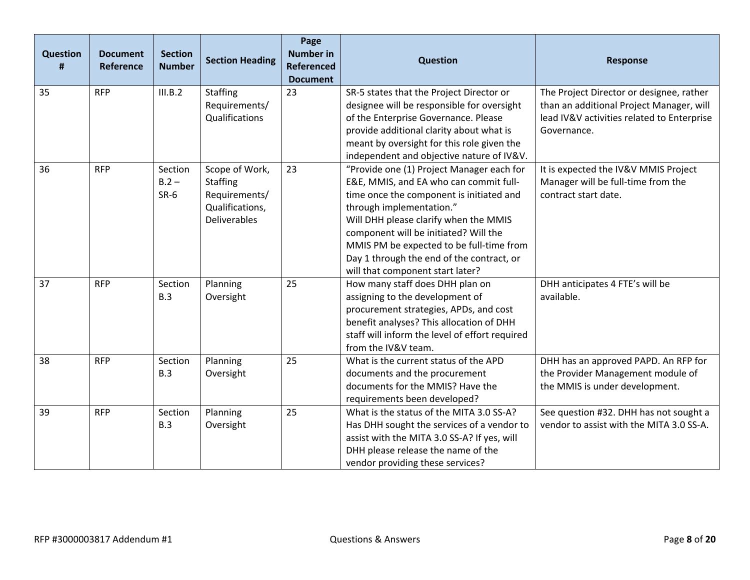| Question # | Document Reference | Section Number | Section Heading | Page Number in Referenced Document | Question | Response |
|---|---|---|---|---|---|---|
| 35 | RFP | III.B.2 | Staffing Requirements/ Qualifications | 23 | SR-5 states that the Project Director or designee will be responsible for oversight of the Enterprise Governance. Please provide additional clarity about what is meant by oversight for this role given the independent and objective nature of IV&V. | The Project Director or designee, rather than an additional Project Manager, will lead IV&V activities related to Enterprise Governance. |
| 36 | RFP | Section B.2 – SR-6 | Scope of Work, Staffing Requirements/ Qualifications, Deliverables | 23 | "Provide one (1) Project Manager each for E&E, MMIS, and EA who can commit full-time once the component is initiated and through implementation." Will DHH please clarify when the MMIS component will be initiated? Will the MMIS PM be expected to be full-time from Day 1 through the end of the contract, or will that component start later? | It is expected the IV&V MMIS Project Manager will be full-time from the contract start date. |
| 37 | RFP | Section B.3 | Planning Oversight | 25 | How many staff does DHH plan on assigning to the development of procurement strategies, APDs, and cost benefit analyses? This allocation of DHH staff will inform the level of effort required from the IV&V team. | DHH anticipates 4 FTE's will be available. |
| 38 | RFP | Section B.3 | Planning Oversight | 25 | What is the current status of the APD documents and the procurement documents for the MMIS? Have the requirements been developed? | DHH has an approved PAPD. An RFP for the Provider Management module of the MMIS is under development. |
| 39 | RFP | Section B.3 | Planning Oversight | 25 | What is the status of the MITA 3.0 SS-A? Has DHH sought the services of a vendor to assist with the MITA 3.0 SS-A? If yes, will DHH please release the name of the vendor providing these services? | See question #32. DHH has not sought a vendor to assist with the MITA 3.0 SS-A. |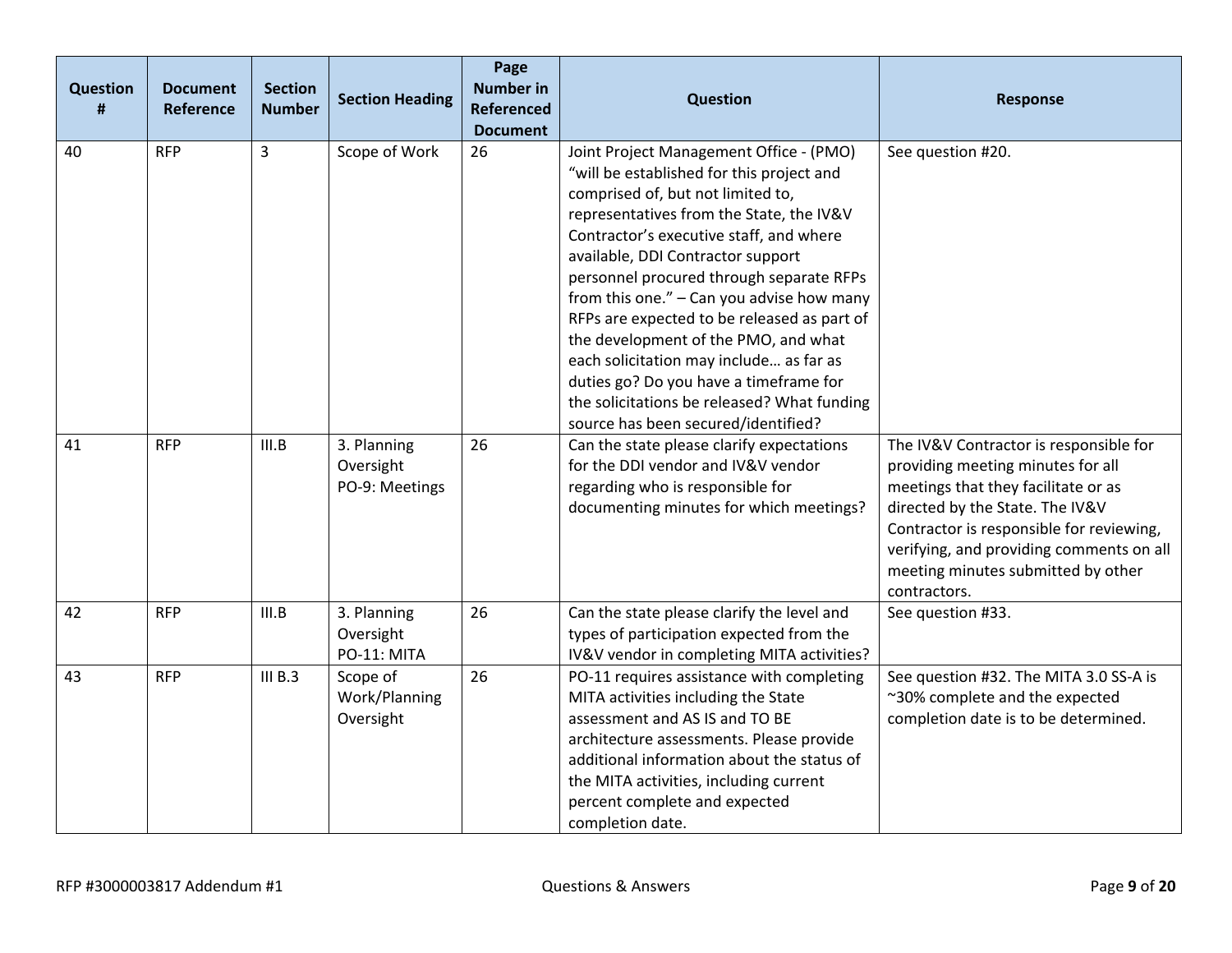| Question # | Document Reference | Section Number | Section Heading | Page Number in Referenced Document | Question | Response |
|---|---|---|---|---|---|---|
| 40 | RFP | 3 | Scope of Work | 26 | Joint Project Management Office - (PMO) "will be established for this project and comprised of, but not limited to, representatives from the State, the IV&V Contractor's executive staff, and where available, DDI Contractor support personnel procured through separate RFPs from this one." – Can you advise how many RFPs are expected to be released as part of the development of the PMO, and what each solicitation may include… as far as duties go? Do you have a timeframe for the solicitations be released? What funding source has been secured/identified? | See question #20. |
| 41 | RFP | III.B | 3. Planning Oversight PO-9: Meetings | 26 | Can the state please clarify expectations for the DDI vendor and IV&V vendor regarding who is responsible for documenting minutes for which meetings? | The IV&V Contractor is responsible for providing meeting minutes for all meetings that they facilitate or as directed by the State. The IV&V Contractor is responsible for reviewing, verifying, and providing comments on all meeting minutes submitted by other contractors. |
| 42 | RFP | III.B | 3. Planning Oversight PO-11: MITA | 26 | Can the state please clarify the level and types of participation expected from the IV&V vendor in completing MITA activities? | See question #33. |
| 43 | RFP | III B.3 | Scope of Work/Planning Oversight | 26 | PO-11 requires assistance with completing MITA activities including the State assessment and AS IS and TO BE architecture assessments. Please provide additional information about the status of the MITA activities, including current percent complete and expected completion date. | See question #32. The MITA 3.0 SS-A is ~30% complete and the expected completion date is to be determined. |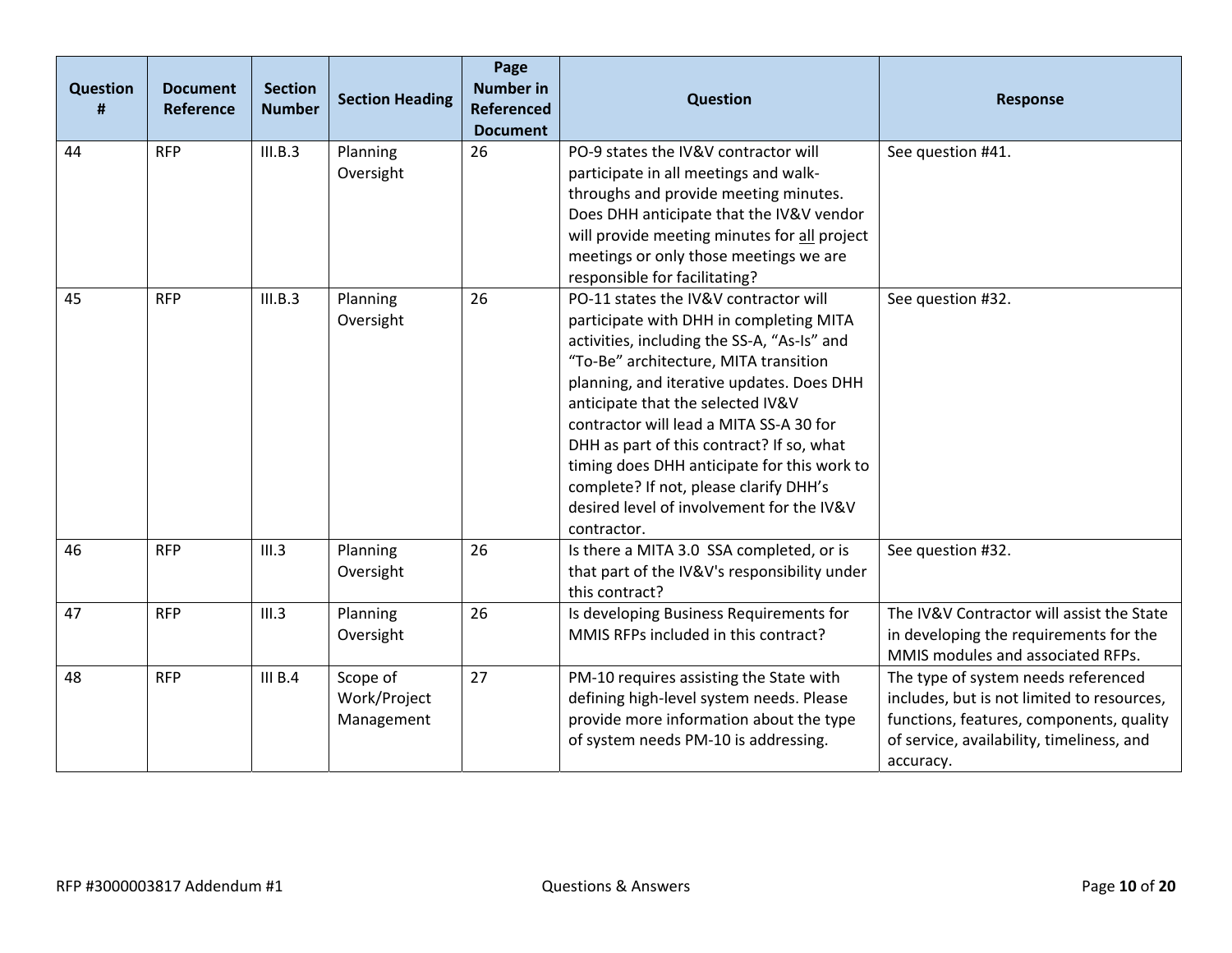| Question # | Document Reference | Section Number | Section Heading | Page Number in Referenced Document | Question | Response |
|---|---|---|---|---|---|---|
| 44 | RFP | III.B.3 | Planning Oversight | 26 | PO-9 states the IV&V contractor will participate in all meetings and walk-throughs and provide meeting minutes. Does DHH anticipate that the IV&V vendor will provide meeting minutes for <u>all</u> project meetings or only those meetings we are responsible for facilitating? | See question #41. |
| 45 | RFP | III.B.3 | Planning Oversight | 26 | PO-11 states the IV&V contractor will participate with DHH in completing MITA activities, including the SS-A, "As-Is" and "To-Be" architecture, MITA transition planning, and iterative updates. Does DHH anticipate that the selected IV&V contractor will lead a MITA SS-A 30 for DHH as part of this contract? If so, what timing does DHH anticipate for this work to complete? If not, please clarify DHH's desired level of involvement for the IV&V contractor. | See question #32. |
| 46 | RFP | III.3 | Planning Oversight | 26 | Is there a MITA 3.0 SSA completed, or is that part of the IV&V's responsibility under this contract? | See question #32. |
| 47 | RFP | III.3 | Planning Oversight | 26 | Is developing Business Requirements for MMIS RFPs included in this contract? | The IV&V Contractor will assist the State in developing the requirements for the MMIS modules and associated RFPs. |
| 48 | RFP | III B.4 | Scope of Work/Project Management | 27 | PM-10 requires assisting the State with defining high-level system needs. Please provide more information about the type of system needs PM-10 is addressing. | The type of system needs referenced includes, but is not limited to resources, functions, features, components, quality of service, availability, timeliness, and accuracy. |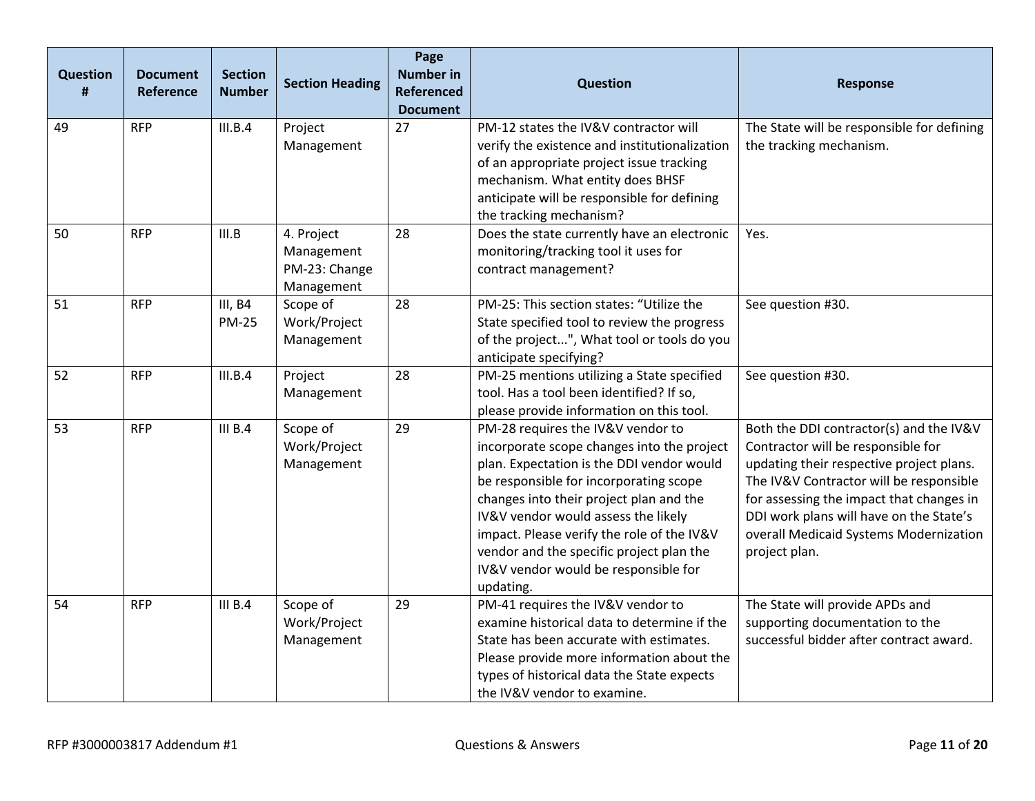| Question # | Document Reference | Section Number | Section Heading | Page Number in Referenced Document | Question | Response |
|---|---|---|---|---|---|---|
| 49 | RFP | III.B.4 | Project Management | 27 | PM-12 states the IV&V contractor will verify the existence and institutionalization of an appropriate project issue tracking mechanism. What entity does BHSF anticipate will be responsible for defining the tracking mechanism? | The State will be responsible for defining the tracking mechanism. |
| 50 | RFP | III.B | 4. Project Management PM-23: Change Management | 28 | Does the state currently have an electronic monitoring/tracking tool it uses for contract management? | Yes. |
| 51 | RFP | III, B4 PM-25 | Scope of Work/Project Management | 28 | PM-25: This section states: "Utilize the State specified tool to review the progress of the project...", What tool or tools do you anticipate specifying? | See question #30. |
| 52 | RFP | III.B.4 | Project Management | 28 | PM-25 mentions utilizing a State specified tool. Has a tool been identified? If so, please provide information on this tool. | See question #30. |
| 53 | RFP | III B.4 | Scope of Work/Project Management | 29 | PM-28 requires the IV&V vendor to incorporate scope changes into the project plan. Expectation is the DDI vendor would be responsible for incorporating scope changes into their project plan and the IV&V vendor would assess the likely impact. Please verify the role of the IV&V vendor and the specific project plan the IV&V vendor would be responsible for updating. | Both the DDI contractor(s) and the IV&V Contractor will be responsible for updating their respective project plans. The IV&V Contractor will be responsible for assessing the impact that changes in DDI work plans will have on the State's overall Medicaid Systems Modernization project plan. |
| 54 | RFP | III B.4 | Scope of Work/Project Management | 29 | PM-41 requires the IV&V vendor to examine historical data to determine if the State has been accurate with estimates. Please provide more information about the types of historical data the State expects the IV&V vendor to examine. | The State will provide APDs and supporting documentation to the successful bidder after contract award. |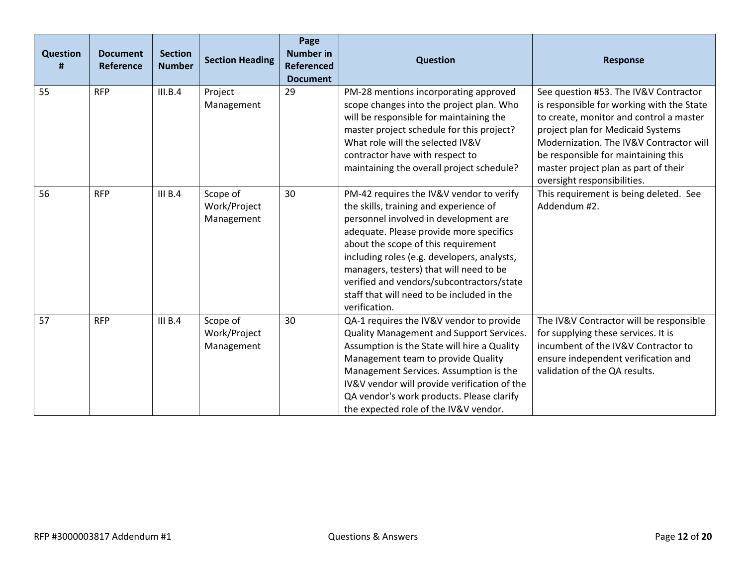| Question # | Document Reference | Section Number | Section Heading | Page Number in Referenced Document | Question | Response |
|---|---|---|---|---|---|---|
| 55 | RFP | III.B.4 | Project Management | 29 | PM-28 mentions incorporating approved scope changes into the project plan. Who will be responsible for maintaining the master project schedule for this project? What role will the selected IV&V contractor have with respect to maintaining the overall project schedule? | See question #53. The IV&V Contractor is responsible for working with the State to create, monitor and control a master project plan for Medicaid Systems Modernization. The IV&V Contractor will be responsible for maintaining this master project plan as part of their oversight responsibilities. |
| 56 | RFP | III B.4 | Scope of Work/Project Management | 30 | PM-42 requires the IV&V vendor to verify the skills, training and experience of personnel involved in development are adequate. Please provide more specifics about the scope of this requirement including roles (e.g. developers, analysts, managers, testers) that will need to be verified and vendors/subcontractors/state staff that will need to be included in the verification. | This requirement is being deleted. See Addendum #2. |
| 57 | RFP | III B.4 | Scope of Work/Project Management | 30 | QA-1 requires the IV&V vendor to provide Quality Management and Support Services. Assumption is the State will hire a Quality Management team to provide Quality Management Services. Assumption is the IV&V vendor will provide verification of the QA vendor's work products. Please clarify the expected role of the IV&V vendor. | The IV&V Contractor will be responsible for supplying these services. It is incumbent of the IV&V Contractor to ensure independent verification and validation of the QA results. |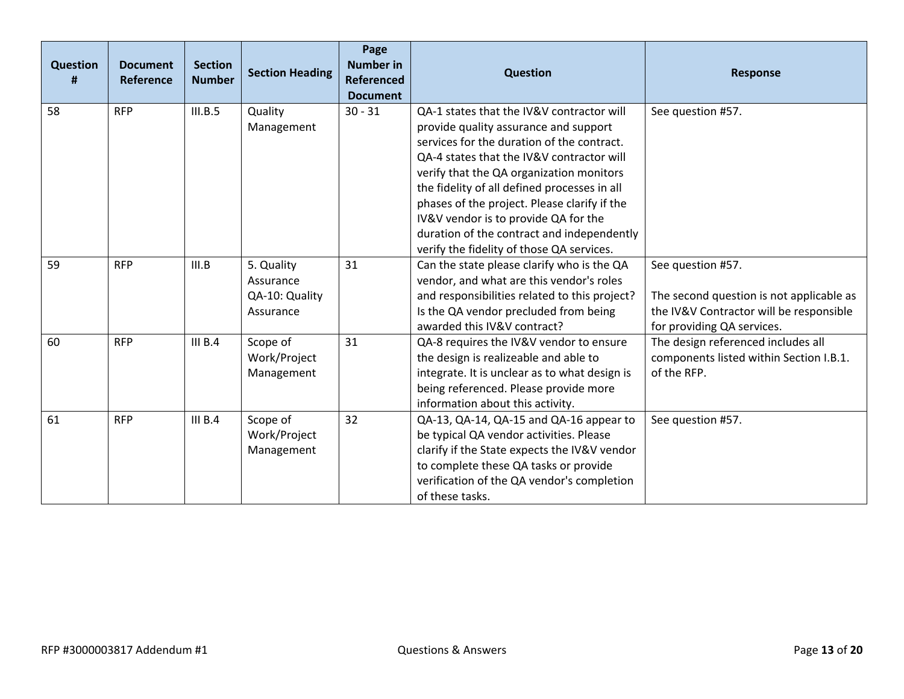| Question # | Document Reference | Section Number | Section Heading | Page Number in Referenced Document | Question | Response |
|---|---|---|---|---|---|---|
| 58 | RFP | III.B.5 | Quality Management | 30 - 31 | QA-1 states that the IV&V contractor will provide quality assurance and support services for the duration of the contract. QA-4 states that the IV&V contractor will verify that the QA organization monitors the fidelity of all defined processes in all phases of the project. Please clarify if the IV&V vendor is to provide QA for the duration of the contract and independently verify the fidelity of those QA services. | See question #57. |
| 59 | RFP | III.B | 5. Quality Assurance QA-10: Quality Assurance | 31 | Can the state please clarify who is the QA vendor, and what are this vendor's roles and responsibilities related to this project? Is the QA vendor precluded from being awarded this IV&V contract? | See question #57.<br><br>The second question is not applicable as the IV&V Contractor will be responsible for providing QA services. |
| 60 | RFP | III B.4 | Scope of Work/Project Management | 31 | QA-8 requires the IV&V vendor to ensure the design is realizeable and able to integrate. It is unclear as to what design is being referenced. Please provide more information about this activity. | The design referenced includes all components listed within Section I.B.1. of the RFP. |
| 61 | RFP | III B.4 | Scope of Work/Project Management | 32 | QA-13, QA-14, QA-15 and QA-16 appear to be typical QA vendor activities. Please clarify if the State expects the IV&V vendor to complete these QA tasks or provide verification of the QA vendor's completion of these tasks. | See question #57. |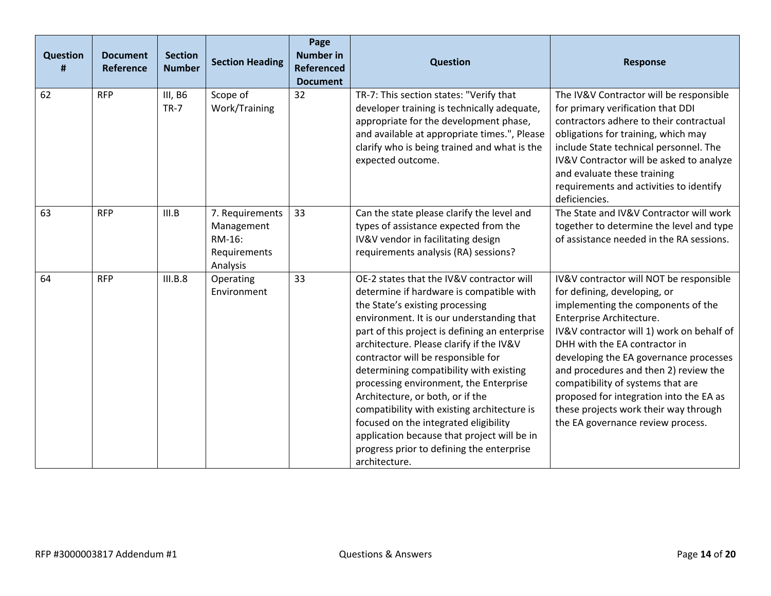| Question # | Document Reference | Section Number | Section Heading | Page Number in Referenced Document | Question | Response |
|---|---|---|---|---|---|---|
| 62 | RFP | III, B6 TR-7 | Scope of Work/Training | 32 | TR-7: This section states: "Verify that developer training is technically adequate, appropriate for the development phase, and available at appropriate times.", Please clarify who is being trained and what is the expected outcome. | The IV&V Contractor will be responsible for primary verification that DDI contractors adhere to their contractual obligations for training, which may include State technical personnel. The IV&V Contractor will be asked to analyze and evaluate these training requirements and activities to identify deficiencies. |
| 63 | RFP | III.B | 7. Requirements Management RM-16: Requirements Analysis | 33 | Can the state please clarify the level and types of assistance expected from the IV&V vendor in facilitating design requirements analysis (RA) sessions? | The State and IV&V Contractor will work together to determine the level and type of assistance needed in the RA sessions. |
| 64 | RFP | III.B.8 | Operating Environment | 33 | OE-2 states that the IV&V contractor will determine if hardware is compatible with the State's existing processing environment. It is our understanding that part of this project is defining an enterprise architecture. Please clarify if the IV&V contractor will be responsible for determining compatibility with existing processing environment, the Enterprise Architecture, or both, or if the compatibility with existing architecture is focused on the integrated eligibility application because that project will be in progress prior to defining the enterprise architecture. | IV&V contractor will NOT be responsible for defining, developing, or implementing the components of the Enterprise Architecture.<br>IV&V contractor will 1) work on behalf of DHH with the EA contractor in developing the EA governance processes and procedures and then 2) review the compatibility of systems that are proposed for integration into the EA as these projects work their way through the EA governance review process. |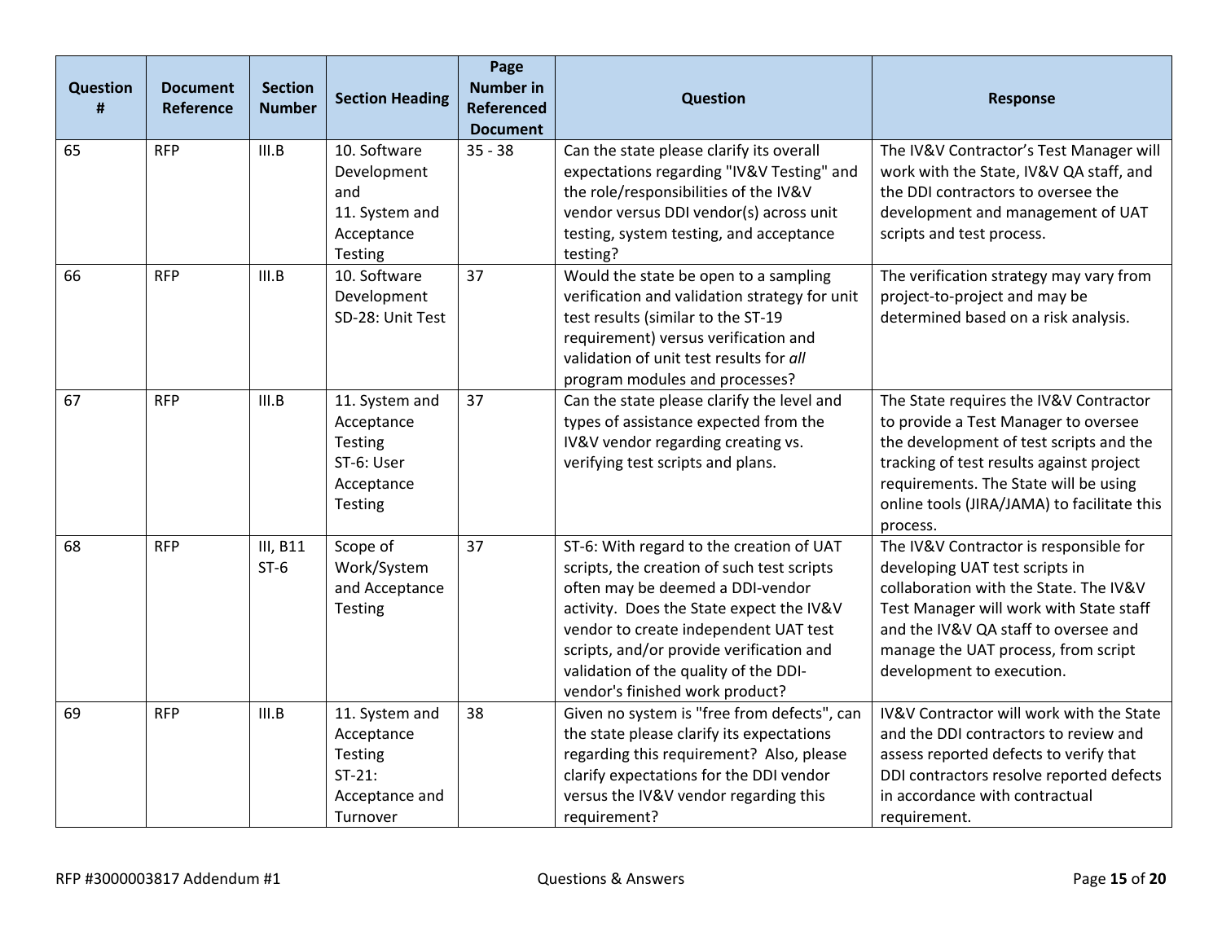| Question # | Document Reference | Section Number | Section Heading | Page Number in Referenced Document | Question | Response |
|---|---|---|---|---|---|---|
| 65 | RFP | III.B | 10. Software Development and 11. System and Acceptance Testing | 35 - 38 | Can the state please clarify its overall expectations regarding "IV&V Testing" and the role/responsibilities of the IV&V vendor versus DDI vendor(s) across unit testing, system testing, and acceptance testing? | The IV&V Contractor's Test Manager will work with the State, IV&V QA staff, and the DDI contractors to oversee the development and management of UAT scripts and test process. |
| 66 | RFP | III.B | 10. Software Development SD-28: Unit Test | 37 | Would the state be open to a sampling verification and validation strategy for unit test results (similar to the ST-19 requirement) versus verification and validation of unit test results for *all* program modules and processes? | The verification strategy may vary from project-to-project and may be determined based on a risk analysis. |
| 67 | RFP | III.B | 11. System and Acceptance Testing ST-6: User Acceptance Testing | 37 | Can the state please clarify the level and types of assistance expected from the IV&V vendor regarding creating vs. verifying test scripts and plans. | The State requires the IV&V Contractor to provide a Test Manager to oversee the development of test scripts and the tracking of test results against project requirements. The State will be using online tools (JIRA/JAMA) to facilitate this process. |
| 68 | RFP | III, B11 ST-6 | Scope of Work/System and Acceptance Testing | 37 | ST-6: With regard to the creation of UAT scripts, the creation of such test scripts often may be deemed a DDI-vendor activity. Does the State expect the IV&V vendor to create independent UAT test scripts, and/or provide verification and validation of the quality of the DDI-vendor's finished work product? | The IV&V Contractor is responsible for developing UAT test scripts in collaboration with the State. The IV&V Test Manager will work with State staff and the IV&V QA staff to oversee and manage the UAT process, from script development to execution. |
| 69 | RFP | III.B | 11. System and Acceptance Testing ST-21: Acceptance and Turnover | 38 | Given no system is "free from defects", can the state please clarify its expectations regarding this requirement? Also, please clarify expectations for the DDI vendor versus the IV&V vendor regarding this requirement? | IV&V Contractor will work with the State and the DDI contractors to review and assess reported defects to verify that DDI contractors resolve reported defects in accordance with contractual requirement. |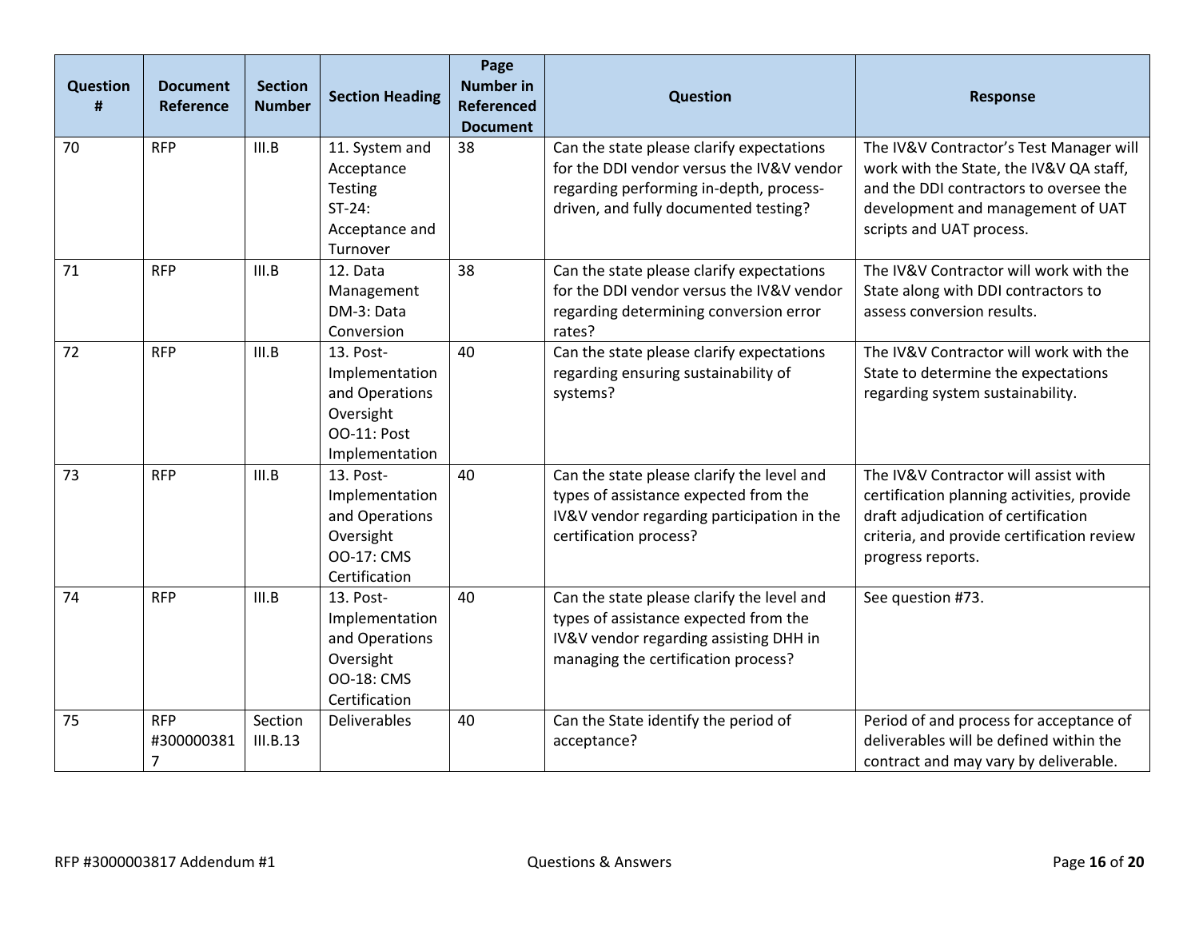| Question # | Document Reference | Section Number | Section Heading | Page Number in Referenced Document | Question | Response |
|---|---|---|---|---|---|---|
| 70 | RFP | III.B | 11. System and Acceptance Testing ST-24: Acceptance and Turnover | 38 | Can the state please clarify expectations for the DDI vendor versus the IV&V vendor regarding performing in-depth, process-driven, and fully documented testing? | The IV&V Contractor's Test Manager will work with the State, the IV&V QA staff, and the DDI contractors to oversee the development and management of UAT scripts and UAT process. |
| 71 | RFP | III.B | 12. Data Management DM-3: Data Conversion | 38 | Can the state please clarify expectations for the DDI vendor versus the IV&V vendor regarding determining conversion error rates? | The IV&V Contractor will work with the State along with DDI contractors to assess conversion results. |
| 72 | RFP | III.B | 13. Post-Implementation and Operations Oversight OO-11: Post Implementation | 40 | Can the state please clarify expectations regarding ensuring sustainability of systems? | The IV&V Contractor will work with the State to determine the expectations regarding system sustainability. |
| 73 | RFP | III.B | 13. Post-Implementation and Operations Oversight OO-17: CMS Certification | 40 | Can the state please clarify the level and types of assistance expected from the IV&V vendor regarding participation in the certification process? | The IV&V Contractor will assist with certification planning activities, provide draft adjudication of certification criteria, and provide certification review progress reports. |
| 74 | RFP | III.B | 13. Post-Implementation and Operations Oversight OO-18: CMS Certification | 40 | Can the state please clarify the level and types of assistance expected from the IV&V vendor regarding assisting DHH in managing the certification process? | See question #73. |
| 75 | RFP #3000003817 | Section III.B.13 | Deliverables | 40 | Can the State identify the period of acceptance? | Period of and process for acceptance of deliverables will be defined within the contract and may vary by deliverable. |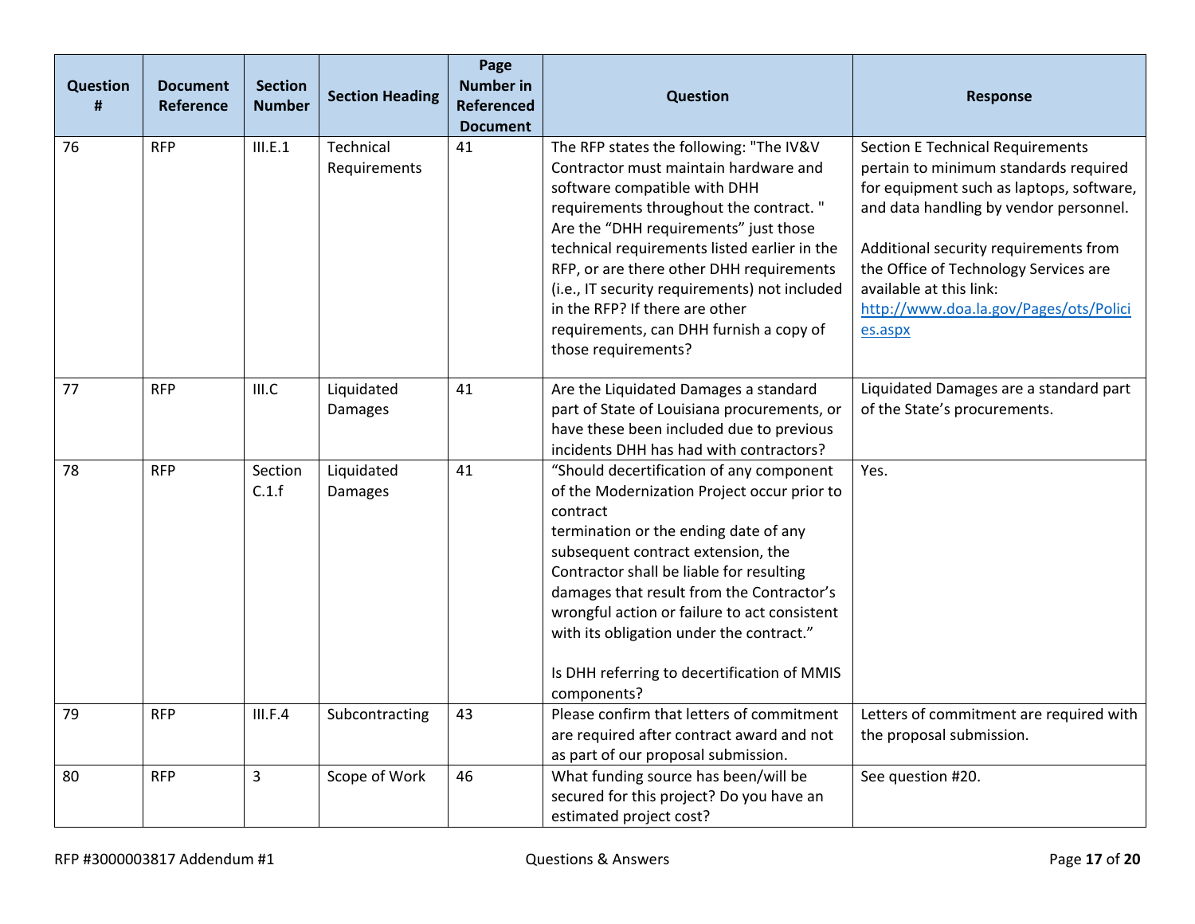| Question # | Document Reference | Section Number | Section Heading | Page Number in Referenced Document | Question | Response |
|---|---|---|---|---|---|---|
| 76 | RFP | III.E.1 | Technical Requirements | 41 | The RFP states the following: "The IV&V Contractor must maintain hardware and software compatible with DHH requirements throughout the contract. " Are the "DHH requirements" just those technical requirements listed earlier in the RFP, or are there other DHH requirements (i.e., IT security requirements) not included in the RFP? If there are other requirements, can DHH furnish a copy of those requirements? | Section E Technical Requirements pertain to minimum standards required for equipment such as laptops, software, and data handling by vendor personnel.<br><br>Additional security requirements from the Office of Technology Services are available at this link: http://www.doa.la.gov/Pages/ots/Policies.aspx |
| 77 | RFP | III.C | Liquidated Damages | 41 | Are the Liquidated Damages a standard part of State of Louisiana procurements, or have these been included due to previous incidents DHH has had with contractors? | Liquidated Damages are a standard part of the State's procurements. |
| 78 | RFP | Section C.1.f | Liquidated Damages | 41 | "Should decertification of any component of the Modernization Project occur prior to contract termination or the ending date of any subsequent contract extension, the Contractor shall be liable for resulting damages that result from the Contractor's wrongful action or failure to act consistent with its obligation under the contract."<br><br>Is DHH referring to decertification of MMIS components? | Yes. |
| 79 | RFP | III.F.4 | Subcontracting | 43 | Please confirm that letters of commitment are required after contract award and not as part of our proposal submission. | Letters of commitment are required with the proposal submission. |
| 80 | RFP | 3 | Scope of Work | 46 | What funding source has been/will be secured for this project? Do you have an estimated project cost? | See question #20. |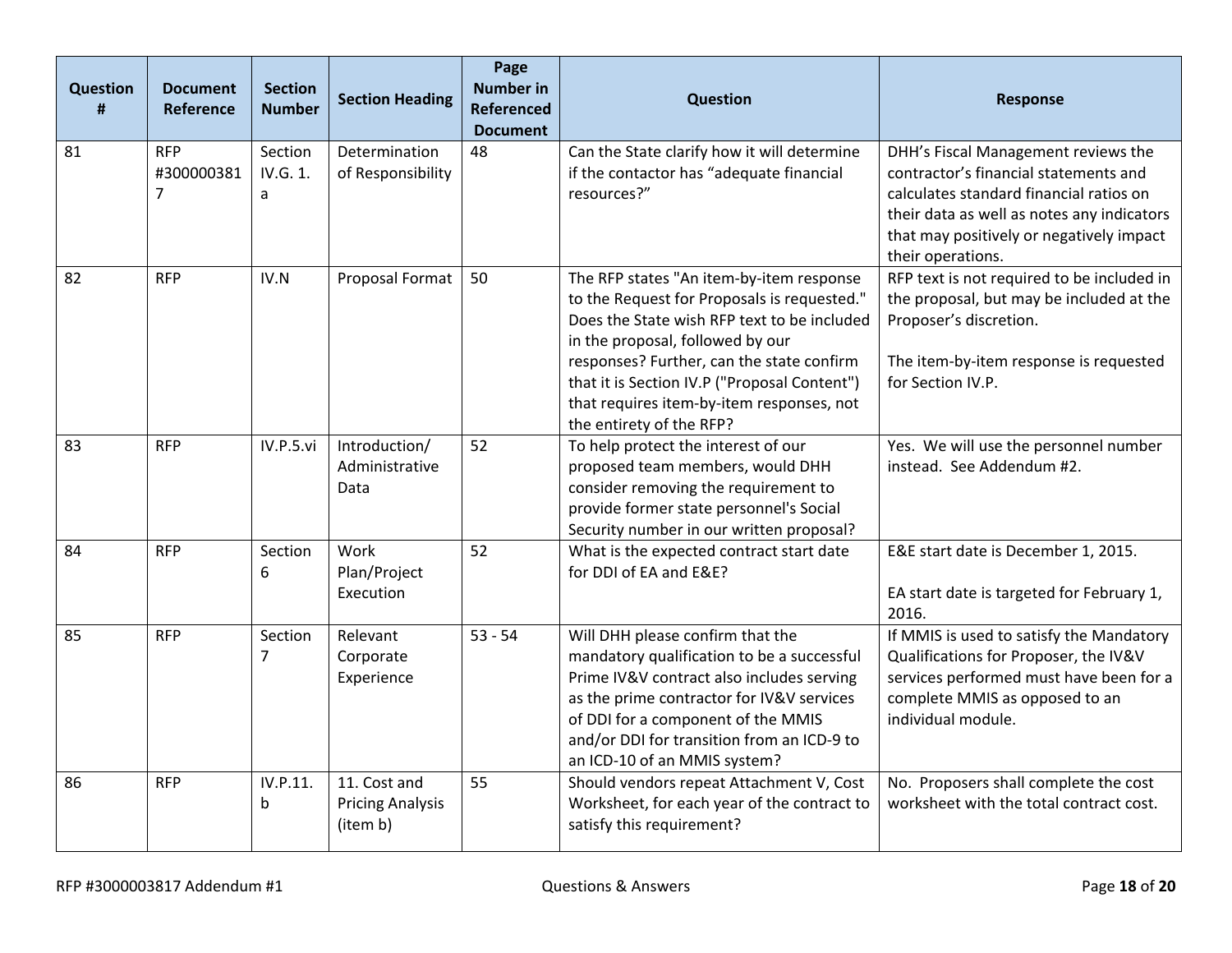| Question # | Document Reference | Section Number | Section Heading | Page Number in Referenced Document | Question | Response |
|---|---|---|---|---|---|---|
| 81 | RFP #3000003817 | Section IV.G. 1. a | Determination of Responsibility | 48 | Can the State clarify how it will determine if the contactor has "adequate financial resources?" | DHH's Fiscal Management reviews the contractor's financial statements and calculates standard financial ratios on their data as well as notes any indicators that may positively or negatively impact their operations. |
| 82 | RFP | IV.N | Proposal Format | 50 | The RFP states "An item-by-item response to the Request for Proposals is requested." Does the State wish RFP text to be included in the proposal, followed by our responses? Further, can the state confirm that it is Section IV.P ("Proposal Content") that requires item-by-item responses, not the entirety of the RFP? | RFP text is not required to be included in the proposal, but may be included at the Proposer's discretion.<br><br>The item-by-item response is requested for Section IV.P. |
| 83 | RFP | IV.P.5.vi | Introduction/ Administrative Data | 52 | To help protect the interest of our proposed team members, would DHH consider removing the requirement to provide former state personnel's Social Security number in our written proposal? | Yes. We will use the personnel number instead. See Addendum #2. |
| 84 | RFP | Section 6 | Work Plan/Project Execution | 52 | What is the expected contract start date for DDI of EA and E&E? | E&E start date is December 1, 2015.<br><br>EA start date is targeted for February 1, 2016. |
| 85 | RFP | Section 7 | Relevant Corporate Experience | 53 - 54 | Will DHH please confirm that the mandatory qualification to be a successful Prime IV&V contract also includes serving as the prime contractor for IV&V services of DDI for a component of the MMIS and/or DDI for transition from an ICD-9 to an ICD-10 of an MMIS system? | If MMIS is used to satisfy the Mandatory Qualifications for Proposer, the IV&V services performed must have been for a complete MMIS as opposed to an individual module. |
| 86 | RFP | IV.P.11. b | 11. Cost and Pricing Analysis (item b) | 55 | Should vendors repeat Attachment V, Cost Worksheet, for each year of the contract to satisfy this requirement? | No. Proposers shall complete the cost worksheet with the total contract cost. |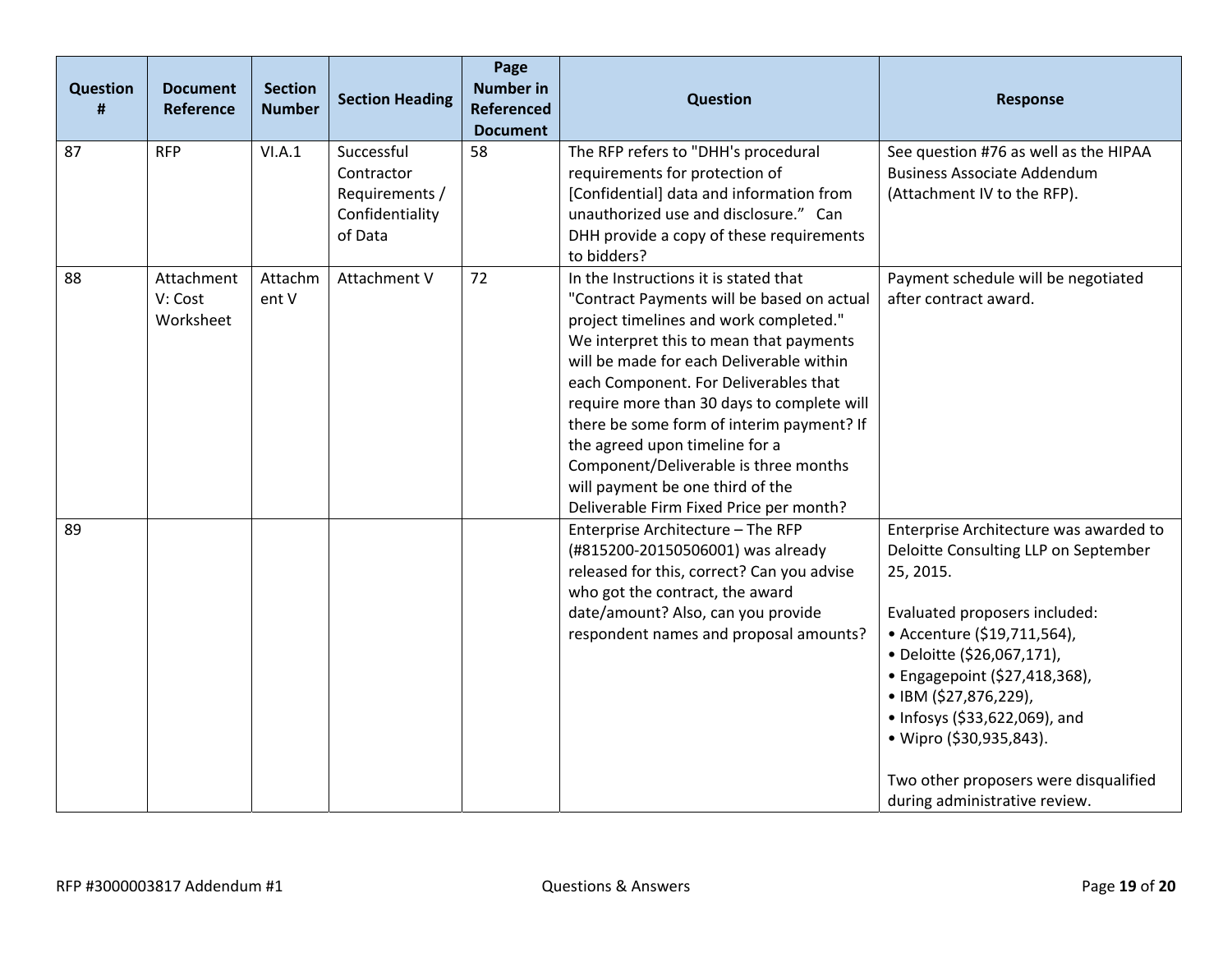| Question # | Document Reference | Section Number | Section Heading | Page Number in Referenced Document | Question | Response |
|---|---|---|---|---|---|---|
| 87 | RFP | VI.A.1 | Successful Contractor Requirements / Confidentiality of Data | 58 | The RFP refers to "DHH's procedural requirements for protection of [Confidential] data and information from unauthorized use and disclosure." Can DHH provide a copy of these requirements to bidders? | See question #76 as well as the HIPAA Business Associate Addendum (Attachment IV to the RFP). |
| 88 | Attachment V: Cost Worksheet | Attachment V | Attachment V | 72 | In the Instructions it is stated that "Contract Payments will be based on actual project timelines and work completed." We interpret this to mean that payments will be made for each Deliverable within each Component. For Deliverables that require more than 30 days to complete will there be some form of interim payment? If the agreed upon timeline for a Component/Deliverable is three months will payment be one third of the Deliverable Firm Fixed Price per month? | Payment schedule will be negotiated after contract award. |
| 89 | | | | | Enterprise Architecture – The RFP (#815200-20150506001) was already released for this, correct? Can you advise who got the contract, the award date/amount? Also, can you provide respondent names and proposal amounts? | Enterprise Architecture was awarded to Deloitte Consulting LLP on September 25, 2015.<br><br>Evaluated proposers included:<br>• Accenture ($19,711,564),<br>• Deloitte ($26,067,171),<br>• Engagepoint ($27,418,368),<br>• IBM ($27,876,229),<br>• Infosys ($33,622,069), and<br>• Wipro ($30,935,843).<br><br>Two other proposers were disqualified during administrative review. |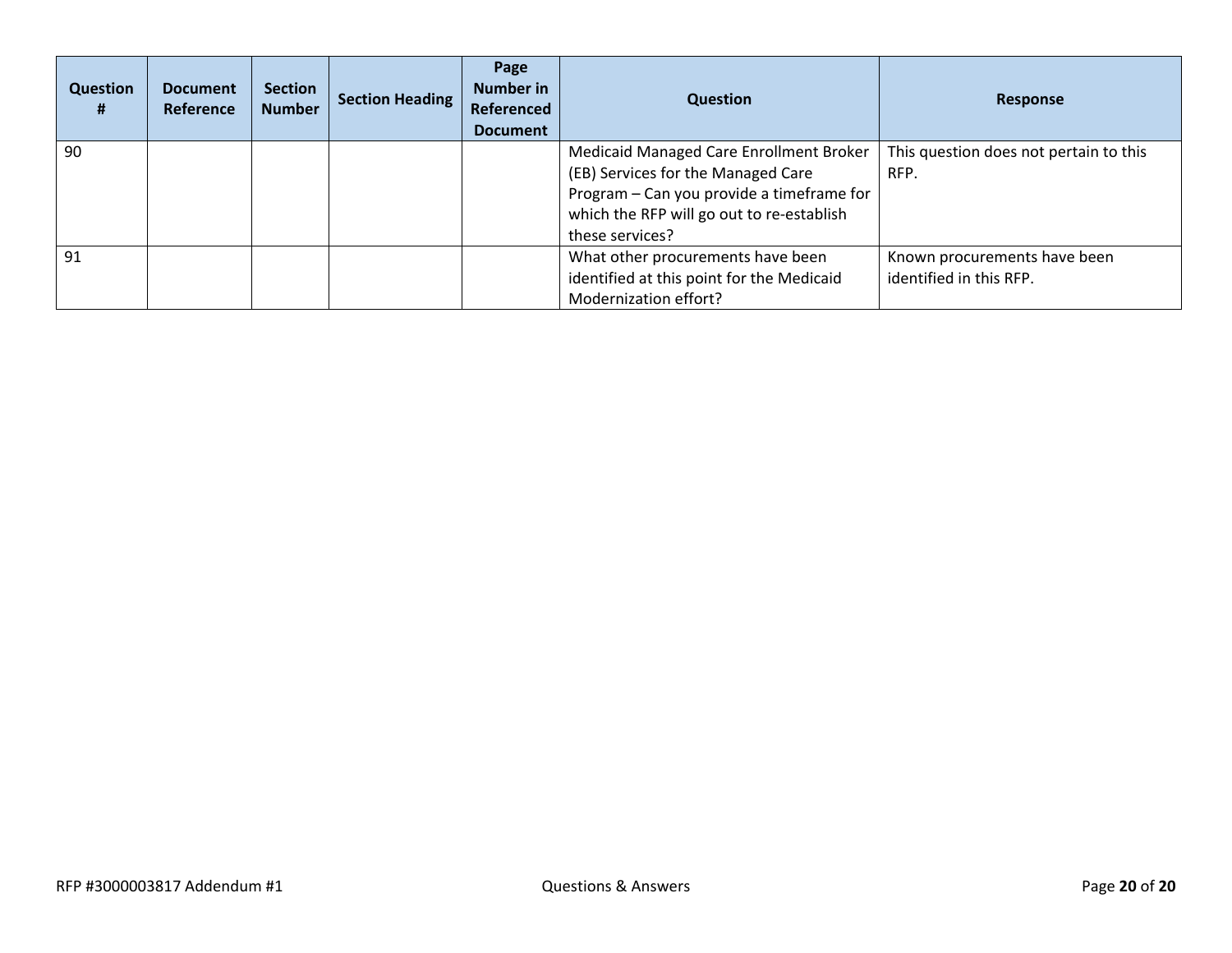| Question # | Document Reference | Section Number | Section Heading | Page Number in Referenced Document | Question | Response |
|---|---|---|---|---|---|---|
| 90 | | | | | Medicaid Managed Care Enrollment Broker (EB) Services for the Managed Care Program – Can you provide a timeframe for which the RFP will go out to re-establish these services? | This question does not pertain to this RFP. |
| 91 | | | | | What other procurements have been identified at this point for the Medicaid Modernization effort? | Known procurements have been identified in this RFP. |